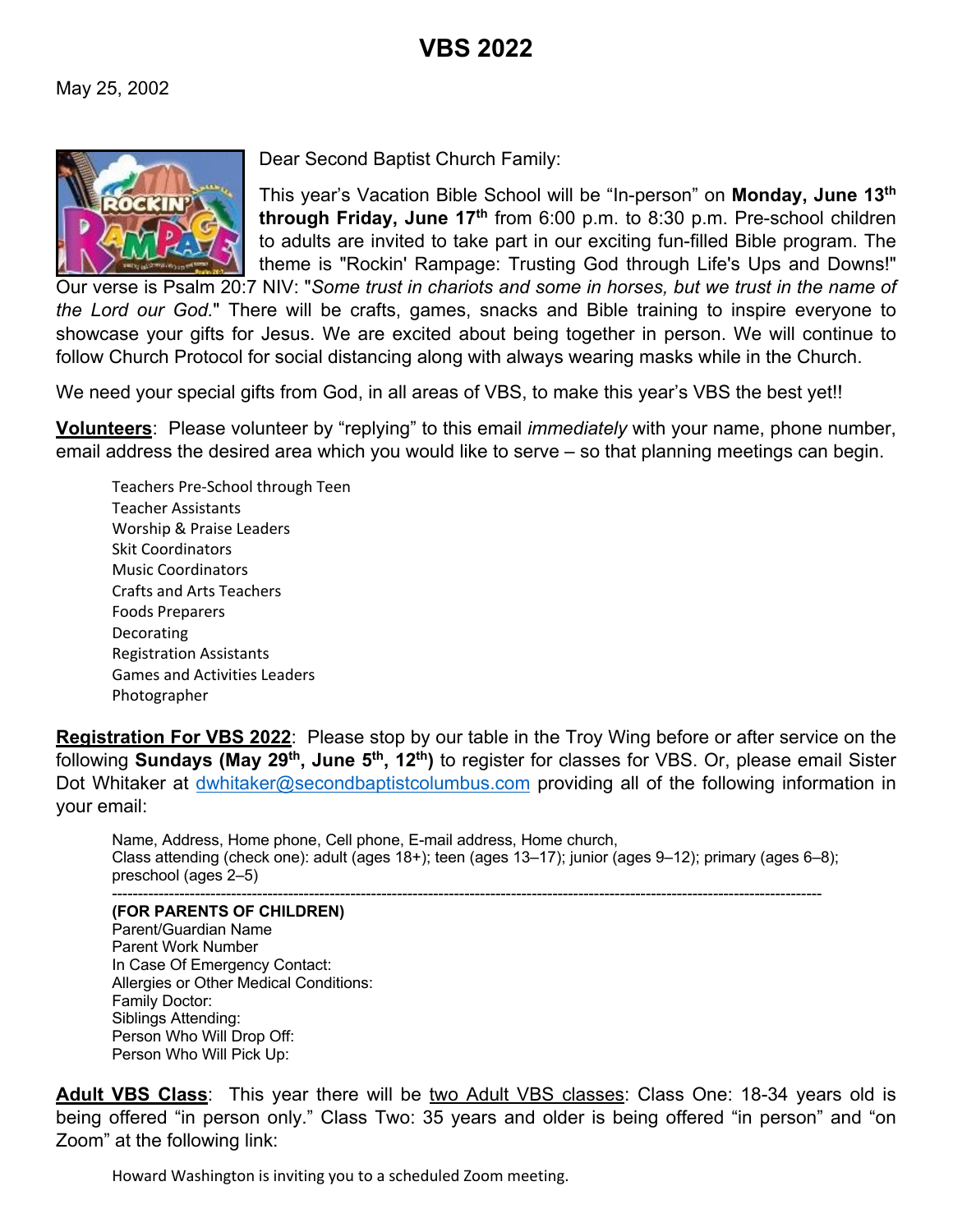# VBS 2022

May 25, 2002

Dear Second Baptist Church Family:

This year's Vacation Bible School will be "In-person" on **Monday, June 13th through Friday, June 17th** from 6:00 p.m. to 8:30 p.m. Pre-school children to adults are invited to take part in our exciting fun-filled Bible program. The theme is "Rockin' Rampage: Trusting God through Life's Ups and Downs!" Our verse is Psalm 20:7 NIV: "*Some trust in chariots and some in horses, but we trust in the name of the Lord our God.*" There will be crafts, games, snacks and Bible training to inspire everyone to showcase your gifts for Jesus. We are excited about being together in person. We will continue to follow Church Protocol for social distancing along with always wearing masks while in the Church.

We need your special gifts from God, in all areas of VBS, to make this year's VBS the best yet!!

**Volunteers**: Please volunteer by "replying" to this email *immediately* with your name, phone number, email address the desired area which you would like to serve – so that planning meetings can begin.

- Teachers Pre-School through Teen
- Teacher Assistants
- Worship & Praise Leaders
- Skit Coordinators
- Music Coordinators
- Crafts and Arts Teachers
- Foods Preparers
- Decorating
- Registration Assistants
- Games and Activities Leaders
- Photographer

**Registration For VBS 2022**: Please stop by our table in the Troy Wing before or after service on the following **Sundays (May 29th, June 5th, 12th)** to register for classes for VBS. Or, please email Sister Dot Whitaker at dwhitaker@secondbaptistcolumbus.com providing all of the following information in your email:

Name, Address, Home phone, Cell phone, E-mail address, Home church,
Class attending (check one): adult (ages 18+); teen (ages 13–17); junior (ages 9–12); primary (ages 6–8); preschool (ages 2–5)

---

**(FOR PARENTS OF CHILDREN)**
Parent/Guardian Name
Parent Work Number
In Case Of Emergency Contact:
Allergies or Other Medical Conditions:
Family Doctor:
Siblings Attending:
Person Who Will Drop Off:
Person Who Will Pick Up:

**Adult VBS Class**: This year there will be two Adult VBS classes: Class One: 18-34 years old is being offered "in person only." Class Two: 35 years and older is being offered "in person" and "on Zoom" at the following link:

Howard Washington is inviting you to a scheduled Zoom meeting.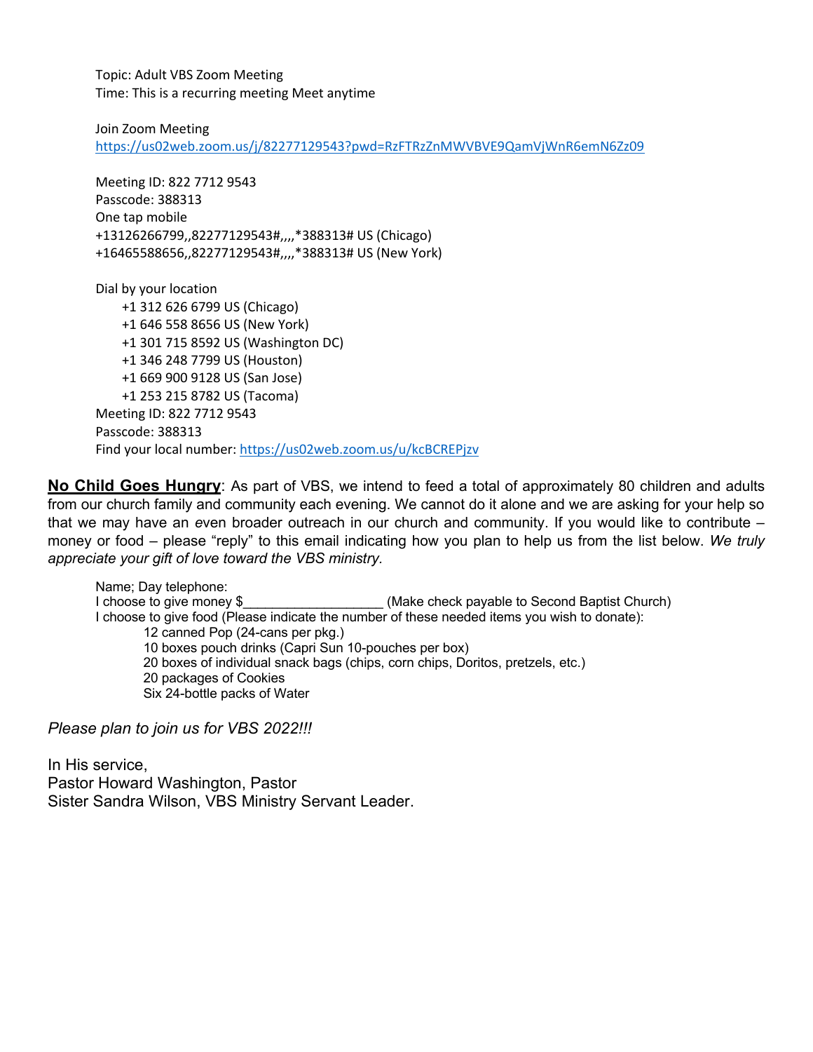Topic: Adult VBS Zoom Meeting
Time: This is a recurring meeting Meet anytime

Join Zoom Meeting
[https://us02web.zoom.us/j/82277129543?pwd=RzFTRzZnMWVBVE9QamVjWnR6emN6Zz09](https://us02web.zoom.us/j/82277129543?pwd=RzFTRzZnMWVBVE9QamVjWnR6emN6Zz09)

Meeting ID: 822 7712 9543
Passcode: 388313
One tap mobile
+13126266799,,82277129543#,,,,*388313# US (Chicago)
+16465588656,,82277129543#,,,,*388313# US (New York)

Dial by your location
+1 312 626 6799 US (Chicago)
+1 646 558 8656 US (New York)
+1 301 715 8592 US (Washington DC)
+1 346 248 7799 US (Houston)
+1 669 900 9128 US (San Jose)
+1 253 215 8782 US (Tacoma)
Meeting ID: 822 7712 9543
Passcode: 388313
Find your local number: [https://us02web.zoom.us/u/kcBCREPjzv](https://us02web.zoom.us/u/kcBCREPjzv)

**No Child Goes Hungry**: As part of VBS, we intend to feed a total of approximately 80 children and adults from our church family and community each evening. We cannot do it alone and we are asking for your help so that we may have an even broader outreach in our church and community. If you would like to contribute – money or food – please "reply" to this email indicating how you plan to help us from the list below. *We truly appreciate your gift of love toward the VBS ministry*.

Name; Day telephone:
I choose to give money $__________________ (Make check payable to Second Baptist Church)
I choose to give food (Please indicate the number of these needed items you wish to donate):
- 12 canned Pop (24-cans per pkg.)
- 10 boxes pouch drinks (Capri Sun 10-pouches per box)
- 20 boxes of individual snack bags (chips, corn chips, Doritos, pretzels, etc.)
- 20 packages of Cookies
- Six 24-bottle packs of Water

*Please plan to join us for VBS 2022!!!*

In His service,
Pastor Howard Washington, Pastor
Sister Sandra Wilson, VBS Ministry Servant Leader.